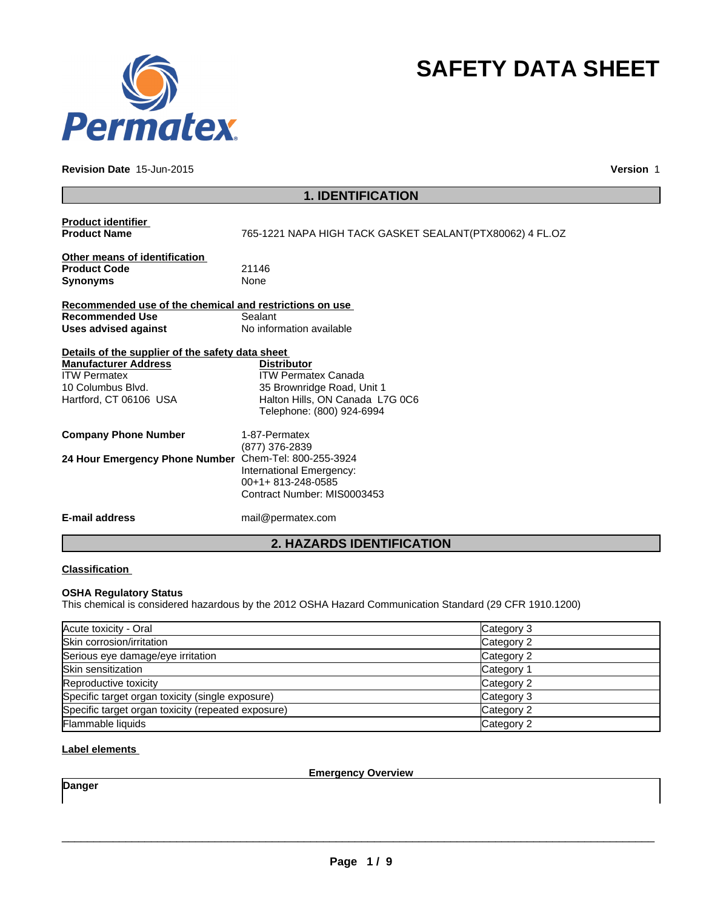# SAFETY DATA SHEET

Permatex

**Revision Date** 15-Jun-2015 **Version** 1

## 1. IDENTIFICATION

**Product identifier**

**Product Name** 765-1221 NAPA HIGH TACK GASKET SEALANT(PTX80062) 4 FL.OZ

**Other means of identification**

**Product Code** 21146

**Synonyms** None

**Recommended use of the chemical and restrictions on use**

**Recommended Use** Sealant

**Uses advised against** No information available

**Details of the supplier of the safety data sheet**

**Manufacturer Address**
ITW Permatex
10 Columbus Blvd.
Hartford, CT 06106 USA

**Distributor**
ITW Permatex Canada
35 Brownridge Road, Unit 1
Halton Hills, ON Canada L7G 0C6
Telephone: (800) 924-6994

**Company Phone Number** 1-87-Permatex
(877) 376-2839

**24 Hour Emergency Phone Number** Chem-Tel: 800-255-3924
International Emergency:
00+1+ 813-248-0585
Contract Number: MIS0003453

**E-mail address** mail@permatex.com

## 2. HAZARDS IDENTIFICATION

**Classification**

**OSHA Regulatory Status**

This chemical is considered hazardous by the 2012 OSHA Hazard Communication Standard (29 CFR 1910.1200)

| | |
|---|---|
| Acute toxicity - Oral | Category 3 |
| Skin corrosion/irritation | Category 2 |
| Serious eye damage/eye irritation | Category 2 |
| Skin sensitization | Category 1 |
| Reproductive toxicity | Category 2 |
| Specific target organ toxicity (single exposure) | Category 3 |
| Specific target organ toxicity (repeated exposure) | Category 2 |
| Flammable liquids | Category 2 |

**Label elements**

**Emergency Overview**

**Danger**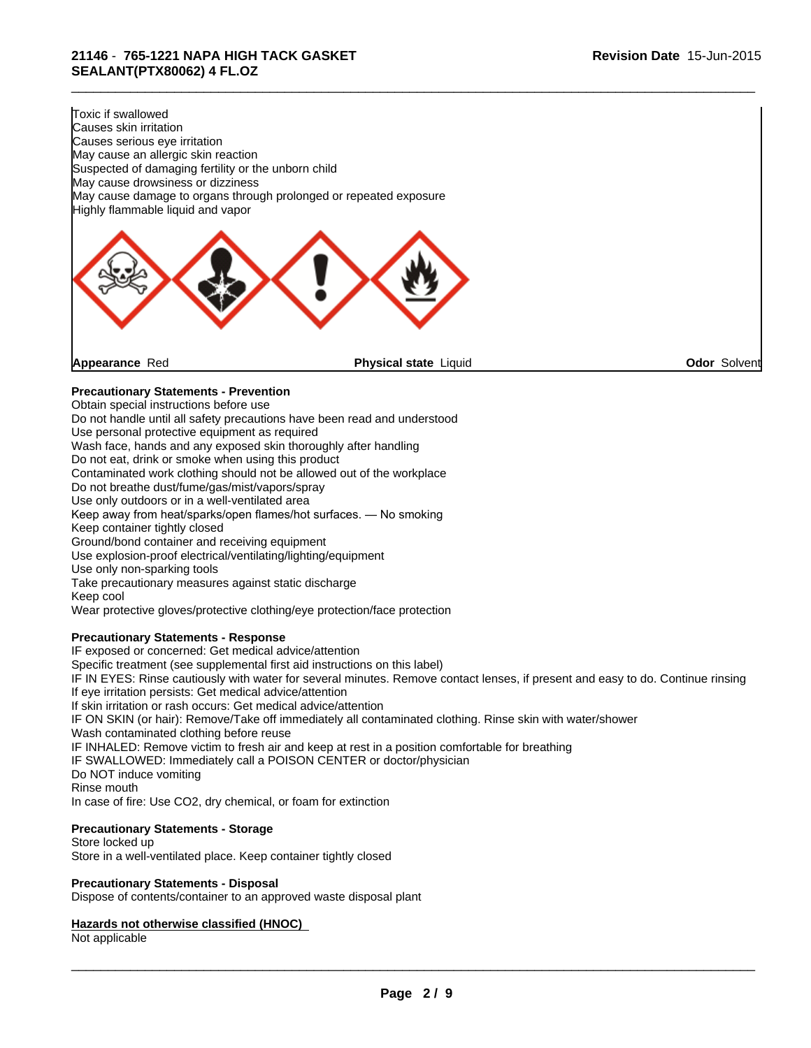Toxic if swallowed
Causes skin irritation
Causes serious eye irritation
May cause an allergic skin reaction
Suspected of damaging fertility or the unborn child
May cause drowsiness or dizziness
May cause damage to organs through prolonged or repeated exposure
Highly flammable liquid and vapor

**Appearance** Red **Physical state** Liquid **Odor** Solvent

**Precautionary Statements - Prevention**

Obtain special instructions before use
Do not handle until all safety precautions have been read and understood
Use personal protective equipment as required
Wash face, hands and any exposed skin thoroughly after handling
Do not eat, drink or smoke when using this product
Contaminated work clothing should not be allowed out of the workplace
Do not breathe dust/fume/gas/mist/vapors/spray
Use only outdoors or in a well-ventilated area
Keep away from heat/sparks/open flames/hot surfaces. — No smoking
Keep container tightly closed
Ground/bond container and receiving equipment
Use explosion-proof electrical/ventilating/lighting/equipment
Use only non-sparking tools
Take precautionary measures against static discharge
Keep cool
Wear protective gloves/protective clothing/eye protection/face protection

**Precautionary Statements - Response**

IF exposed or concerned: Get medical advice/attention
Specific treatment (see supplemental first aid instructions on this label)
IF IN EYES: Rinse cautiously with water for several minutes. Remove contact lenses, if present and easy to do. Continue rinsing
If eye irritation persists: Get medical advice/attention
If skin irritation or rash occurs: Get medical advice/attention
IF ON SKIN (or hair): Remove/Take off immediately all contaminated clothing. Rinse skin with water/shower
Wash contaminated clothing before reuse
IF INHALED: Remove victim to fresh air and keep at rest in a position comfortable for breathing
IF SWALLOWED: Immediately call a POISON CENTER or doctor/physician
Do NOT induce vomiting
Rinse mouth
In case of fire: Use CO2, dry chemical, or foam for extinction

**Precautionary Statements - Storage**

Store locked up
Store in a well-ventilated place. Keep container tightly closed

**Precautionary Statements - Disposal**

Dispose of contents/container to an approved waste disposal plant

**Hazards not otherwise classified (HNOC)**

Not applicable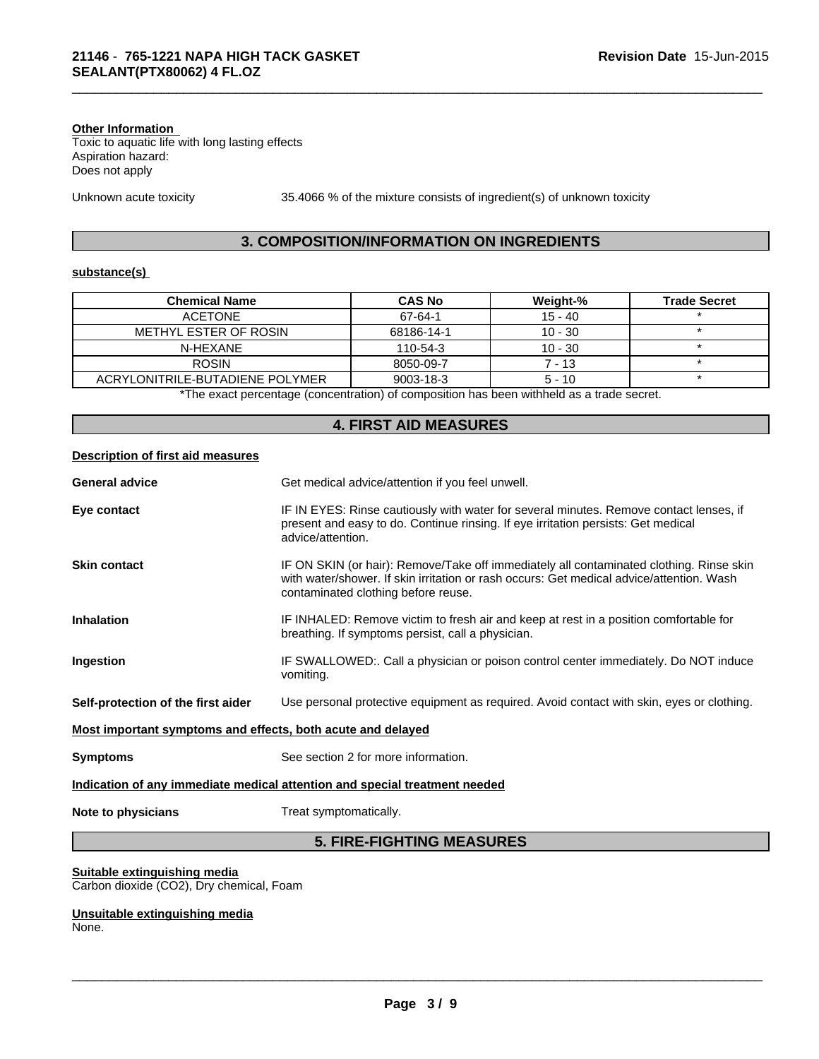**Other Information**

Toxic to aquatic life with long lasting effects
Aspiration hazard:
Does not apply

Unknown acute toxicity 35.4066 % of the mixture consists of ingredient(s) of unknown toxicity

## 3. COMPOSITION/INFORMATION ON INGREDIENTS

**substance(s)**

| Chemical Name | CAS No | Weight-% | Trade Secret |
|---|---|---|---|
| ACETONE | 67-64-1 | 15 - 40 | * |
| METHYL ESTER OF ROSIN | 68186-14-1 | 10 - 30 | * |
| N-HEXANE | 110-54-3 | 10 - 30 | * |
| ROSIN | 8050-09-7 | 7 - 13 | * |
| ACRYLONITRILE-BUTADIENE POLYMER | 9003-18-3 | 5 - 10 | * |

*The exact percentage (concentration) of composition has been withheld as a trade secret.

## 4. FIRST AID MEASURES

**Description of first aid measures**

**General advice** Get medical advice/attention if you feel unwell.

**Eye contact** IF IN EYES: Rinse cautiously with water for several minutes. Remove contact lenses, if present and easy to do. Continue rinsing. If eye irritation persists: Get medical advice/attention.

**Skin contact** IF ON SKIN (or hair): Remove/Take off immediately all contaminated clothing. Rinse skin with water/shower. If skin irritation or rash occurs: Get medical advice/attention. Wash contaminated clothing before reuse.

**Inhalation** IF INHALED: Remove victim to fresh air and keep at rest in a position comfortable for breathing. If symptoms persist, call a physician.

**Ingestion** IF SWALLOWED:. Call a physician or poison control center immediately. Do NOT induce vomiting.

**Self-protection of the first aider** Use personal protective equipment as required. Avoid contact with skin, eyes or clothing.

**Most important symptoms and effects, both acute and delayed**

**Symptoms** See section 2 for more information.

**Indication of any immediate medical attention and special treatment needed**

**Note to physicians** Treat symptomatically.

## 5. FIRE-FIGHTING MEASURES

**Suitable extinguishing media**

Carbon dioxide ($CO_2$), Dry chemical, Foam

**Unsuitable extinguishing media**

None.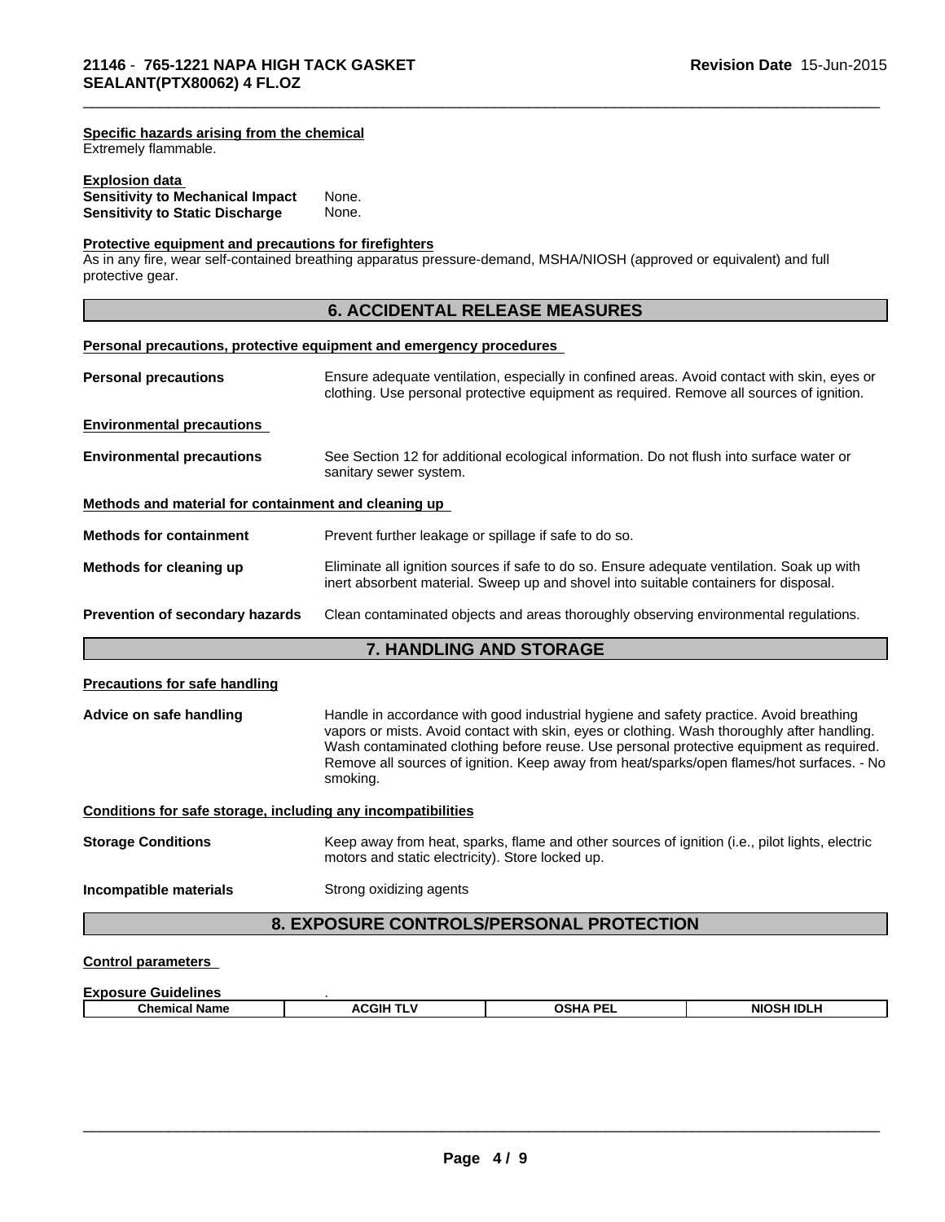**Specific hazards arising from the chemical**
Extremely flammable.

**Explosion data**

**Sensitivity to Mechanical Impact** None.
**Sensitivity to Static Discharge** None.

**Protective equipment and precautions for firefighters**
As in any fire, wear self-contained breathing apparatus pressure-demand, MSHA/NIOSH (approved or equivalent) and full protective gear.

## 6. ACCIDENTAL RELEASE MEASURES

**Personal precautions, protective equipment and emergency procedures**

**Personal precautions** Ensure adequate ventilation, especially in confined areas. Avoid contact with skin, eyes or clothing. Use personal protective equipment as required. Remove all sources of ignition.

**Environmental precautions**

**Environmental precautions** See Section 12 for additional ecological information. Do not flush into surface water or sanitary sewer system.

**Methods and material for containment and cleaning up**

**Methods for containment** Prevent further leakage or spillage if safe to do so.

**Methods for cleaning up** Eliminate all ignition sources if safe to do so. Ensure adequate ventilation. Soak up with inert absorbent material. Sweep up and shovel into suitable containers for disposal.

**Prevention of secondary hazards** Clean contaminated objects and areas thoroughly observing environmental regulations.

## 7. HANDLING AND STORAGE

**Precautions for safe handling**

**Advice on safe handling** Handle in accordance with good industrial hygiene and safety practice. Avoid breathing vapors or mists. Avoid contact with skin, eyes or clothing. Wash thoroughly after handling. Wash contaminated clothing before reuse. Use personal protective equipment as required. Remove all sources of ignition. Keep away from heat/sparks/open flames/hot surfaces. - No smoking.

**Conditions for safe storage, including any incompatibilities**

**Storage Conditions** Keep away from heat, sparks, flame and other sources of ignition (i.e., pilot lights, electric motors and static electricity). Store locked up.

**Incompatible materials** Strong oxidizing agents

## 8. EXPOSURE CONTROLS/PERSONAL PROTECTION

**Control parameters**

**Exposure Guidelines** .

| Chemical Name | ACGIH TLV | OSHA PEL | NIOSH IDLH |
|---|---|---|---|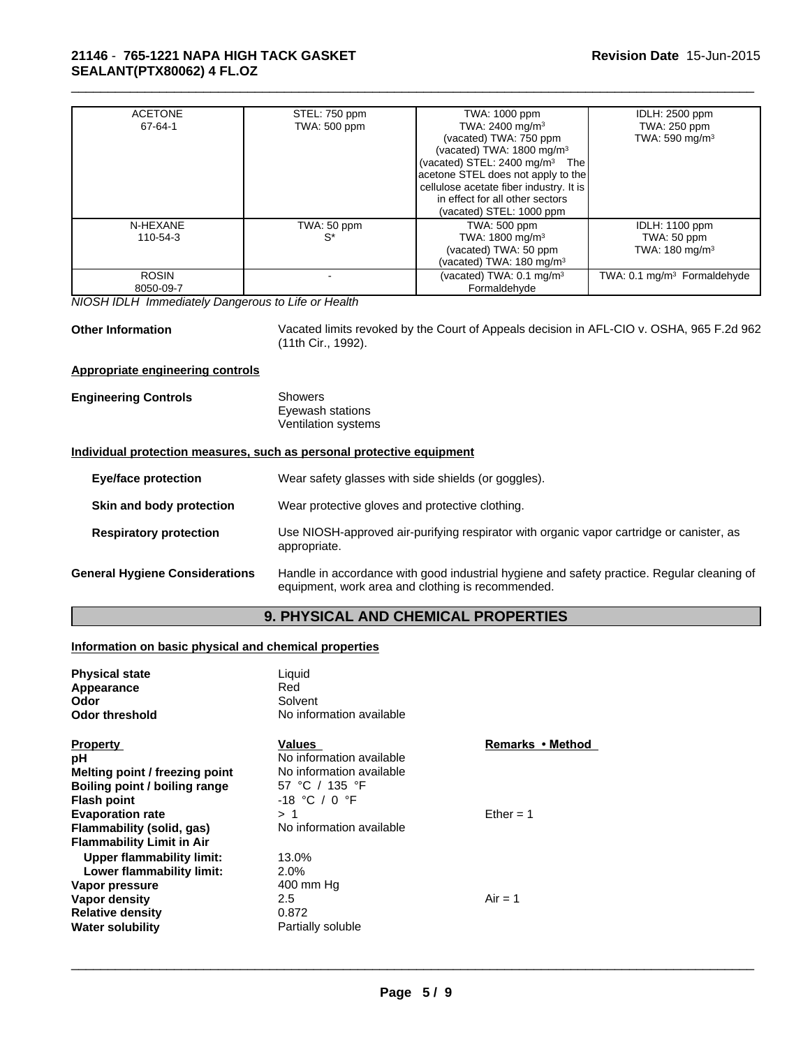| ACETONE 67-64-1 | STEL: 750 ppm TWA: 500 ppm | TWA: 1000 ppm TWA: 2400 mg/m³ (vacated) TWA: 750 ppm (vacated) TWA: 1800 mg/m³ (vacated) STEL: 2400 mg/m³ The acetone STEL does not apply to the cellulose acetate fiber industry. It is in effect for all other sectors (vacated) STEL: 1000 ppm | IDLH: 2500 ppm TWA: 250 ppm TWA: 590 mg/m³ |
|---|---|---|---|
| N-HEXANE 110-54-3 | TWA: 50 ppm S* | TWA: 500 ppm TWA: 1800 mg/m³ (vacated) TWA: 50 ppm (vacated) TWA: 180 mg/m³ | IDLH: 1100 ppm TWA: 50 ppm TWA: 180 mg/m³ |
| ROSIN 8050-09-7 | - | (vacated) TWA: 0.1 mg/m³ Formaldehyde | TWA: 0.1 mg/m³ Formaldehyde |

*NIOSH IDLH Immediately Dangerous to Life or Health*

**Other Information** Vacated limits revoked by the Court of Appeals decision in AFL-CIO v. OSHA, 965 F.2d 962 (11th Cir., 1992).

**Appropriate engineering controls**

**Engineering Controls**
Showers
Eyewash stations
Ventilation systems

**Individual protection measures, such as personal protective equipment**

**Eye/face protection** Wear safety glasses with side shields (or goggles).

**Skin and body protection** Wear protective gloves and protective clothing.

**Respiratory protection** Use NIOSH-approved air-purifying respirator with organic vapor cartridge or canister, as appropriate.

**General Hygiene Considerations** Handle in accordance with good industrial hygiene and safety practice. Regular cleaning of equipment, work area and clothing is recommended.

## 9. PHYSICAL AND CHEMICAL PROPERTIES

**Information on basic physical and chemical properties**

**Physical state** Liquid
**Appearance** Red
**Odor** Solvent
**Odor threshold** No information available

| Property | Values | Remarks • Method |
|---|---|---|
| **pH** | No information available | |
| **Melting point / freezing point** | No information available | |
| **Boiling point / boiling range** | 57 °C / 135 °F | |
| **Flash point** | -18 °C / 0 °F | |
| **Evaporation rate** | > 1 | Ether = 1 |
| **Flammability (solid, gas)** | No information available | |
| **Flammability Limit in Air** | | |
| **Upper flammability limit:** | 13.0% | |
| **Lower flammability limit:** | 2.0% | |
| **Vapor pressure** | 400 mm Hg | |
| **Vapor density** | 2.5 | Air = 1 |
| **Relative density** | 0.872 | |
| **Water solubility** | Partially soluble | |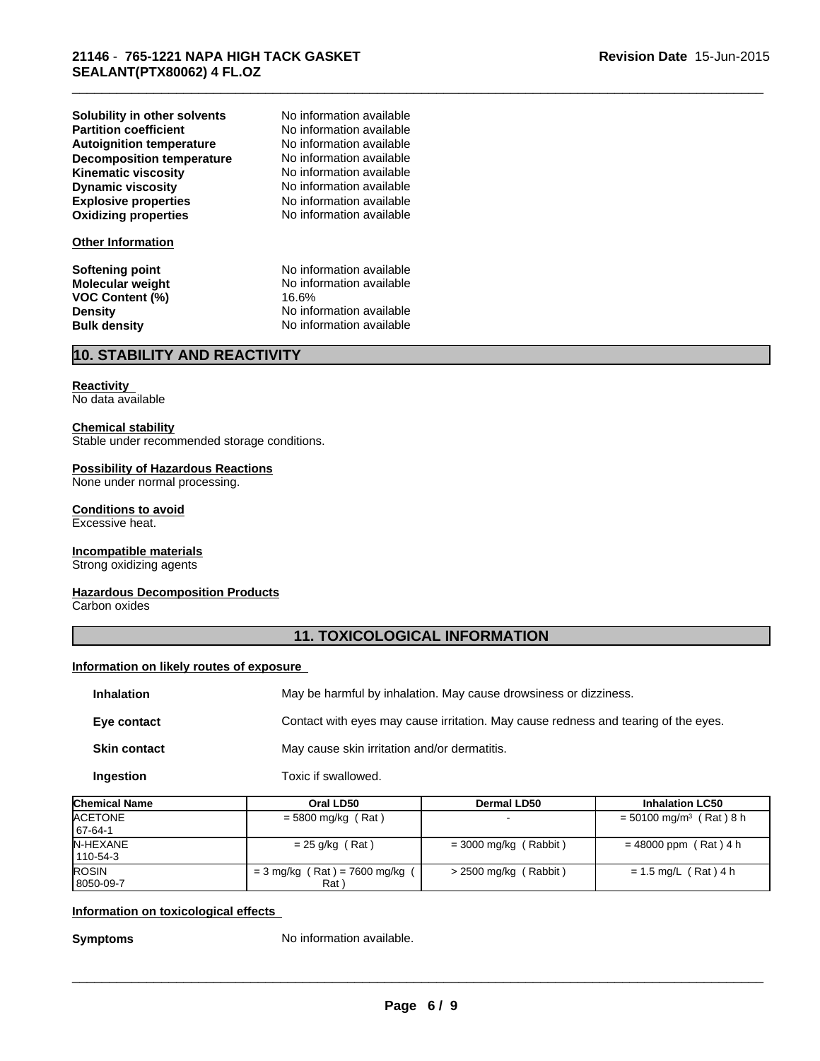| | |
|---|---|
| **Solubility in other solvents** | No information available |
| **Partition coefficient** | No information available |
| **Autoignition temperature** | No information available |
| **Decomposition temperature** | No information available |
| **Kinematic viscosity** | No information available |
| **Dynamic viscosity** | No information available |
| **Explosive properties** | No information available |
| **Oxidizing properties** | No information available |

**Other Information**

| | |
|---|---|
| **Softening point** | No information available |
| **Molecular weight** | No information available |
| **VOC Content (%)** | 16.6% |
| **Density** | No information available |
| **Bulk density** | No information available |

## 10. STABILITY AND REACTIVITY

**Reactivity**
No data available

**Chemical stability**
Stable under recommended storage conditions.

**Possibility of Hazardous Reactions**
None under normal processing.

**Conditions to avoid**
Excessive heat.

**Incompatible materials**
Strong oxidizing agents

**Hazardous Decomposition Products**
Carbon oxides

## 11. TOXICOLOGICAL INFORMATION

**Information on likely routes of exposure**

| | |
|---|---|
| **Inhalation** | May be harmful by inhalation. May cause drowsiness or dizziness. |
| **Eye contact** | Contact with eyes may cause irritation. May cause redness and tearing of the eyes. |
| **Skin contact** | May cause skin irritation and/or dermatitis. |
| **Ingestion** | Toxic if swallowed. |

| Chemical Name | Oral LD50 | Dermal LD50 | Inhalation LC50 |
|---|---|---|---|
| ACETONE<br>67-64-1 | = 5800 mg/kg ( Rat ) | - | = 50100 mg/m$^3$ ( Rat ) 8 h |
| N-HEXANE<br>110-54-3 | = 25 g/kg ( Rat ) | = 3000 mg/kg ( Rabbit ) | = 48000 ppm ( Rat ) 4 h |
| ROSIN<br>8050-09-7 | = 3 mg/kg ( Rat ) = 7600 mg/kg ( Rat ) | > 2500 mg/kg ( Rabbit ) | = 1.5 mg/L ( Rat ) 4 h |

**Information on toxicological effects**

**Symptoms** No information available.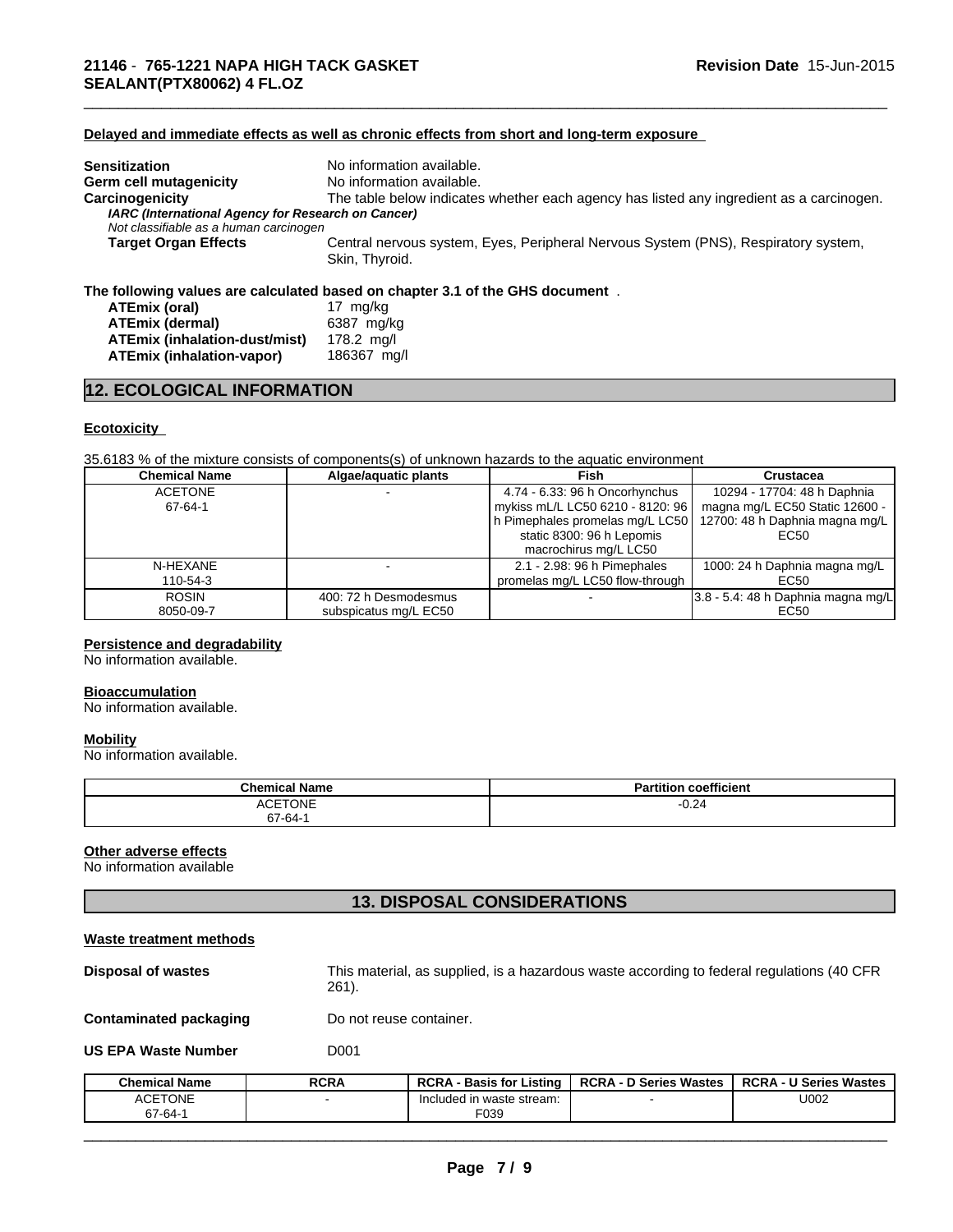#### Delayed and immediate effects as well as chronic effects from short and long-term exposure

**Sensitization** No information available.

**Germ cell mutagenicity** No information available.

**Carcinogenicity** The table below indicates whether each agency has listed any ingredient as a carcinogen.

***IARC (International Agency for Research on Cancer)***

*Not classifiable as a human carcinogen*

**Target Organ Effects** Central nervous system, Eyes, Peripheral Nervous System (PNS), Respiratory system, Skin, Thyroid.

**The following values are calculated based on chapter 3.1 of the GHS document** .

| | |
|---|---|
| **ATEmix (oral)** | 17 mg/kg |
| **ATEmix (dermal)** | 6387 mg/kg |
| **ATEmix (inhalation-dust/mist)** | 178.2 mg/l |
| **ATEmix (inhalation-vapor)** | 186367 mg/l |

## 12. ECOLOGICAL INFORMATION

#### Ecotoxicity

35.6183 % of the mixture consists of components(s) of unknown hazards to the aquatic environment

| Chemical Name | Algae/aquatic plants | Fish | Crustacea |
|---|---|---|---|
| ACETONE<br>67-64-1 | - | 4.74 - 6.33: 96 h Oncorhynchus mykiss mL/L LC50 6210 - 8120: 96 h Pimephales promelas mg/L LC50 static 8300: 96 h Lepomis macrochirus mg/L LC50 | 10294 - 17704: 48 h Daphnia magna mg/L EC50 Static 12600 - 12700: 48 h Daphnia magna mg/L EC50 |
| N-HEXANE<br>110-54-3 | - | 2.1 - 2.98: 96 h Pimephales promelas mg/L LC50 flow-through | 1000: 24 h Daphnia magna mg/L EC50 |
| ROSIN<br>8050-09-7 | 400: 72 h Desmodesmus subspicatus mg/L EC50 | - | 3.8 - 5.4: 48 h Daphnia magna mg/L EC50 |

#### Persistence and degradability
No information available.

#### Bioaccumulation
No information available.

#### Mobility
No information available.

| Chemical Name | Partition coefficient |
|---|---|
| ACETONE<br>67-64-1 | -0.24 |

#### Other adverse effects
No information available

## 13. DISPOSAL CONSIDERATIONS

#### Waste treatment methods

**Disposal of wastes** This material, as supplied, is a hazardous waste according to federal regulations (40 CFR 261).

**Contaminated packaging** Do not reuse container.

**US EPA Waste Number** D001

| Chemical Name | RCRA | RCRA - Basis for Listing | RCRA - D Series Wastes | RCRA - U Series Wastes |
|---|---|---|---|---|
| ACETONE<br>67-64-1 | - | Included in waste stream: F039 | - | U002 |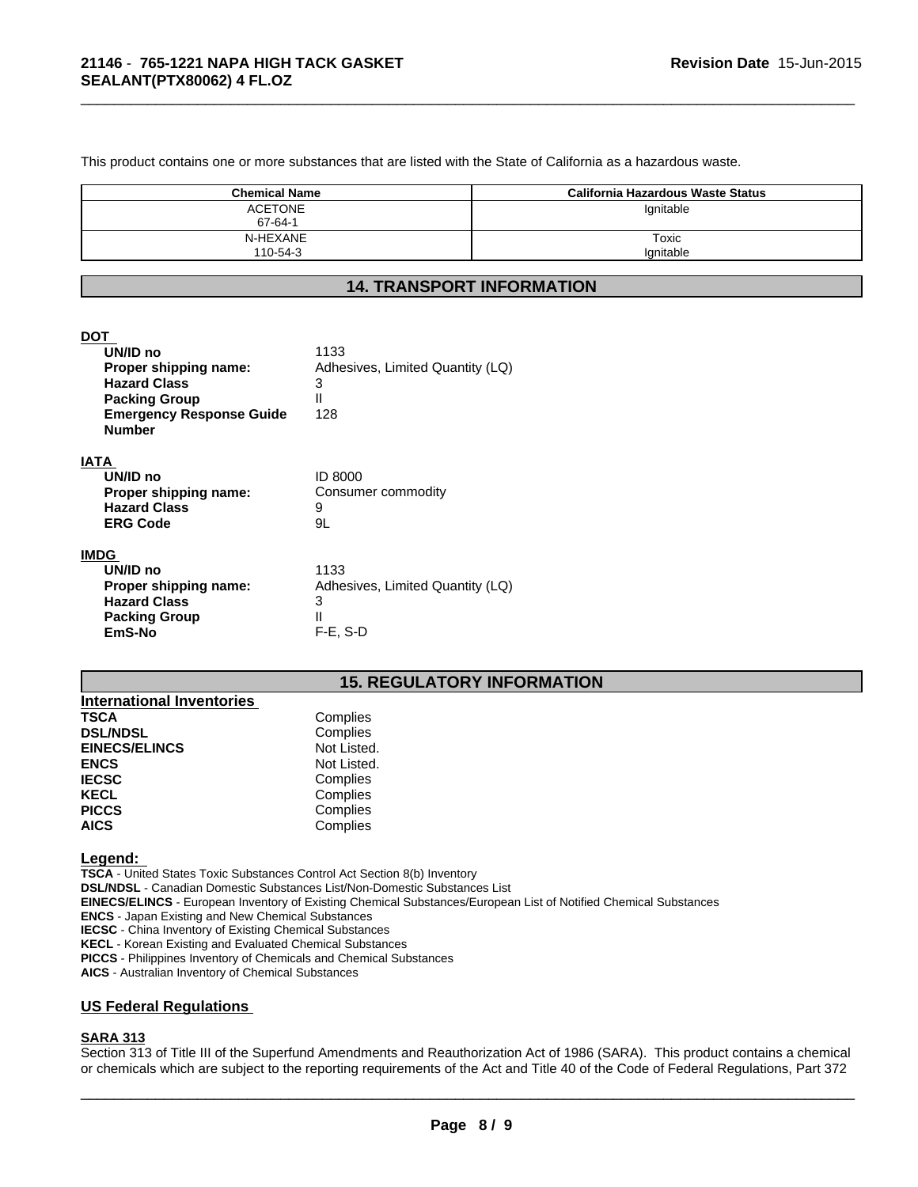This product contains one or more substances that are listed with the State of California as a hazardous waste.

| Chemical Name | California Hazardous Waste Status |
|---|---|
| ACETONE<br>67-64-1 | Ignitable |
| N-HEXANE<br>110-54-3 | Toxic<br>Ignitable |

## 14. TRANSPORT INFORMATION

**DOT**

| | |
|---|---|
| **UN/ID no** | 1133 |
| **Proper shipping name:** | Adhesives, Limited Quantity (LQ) |
| **Hazard Class** | 3 |
| **Packing Group** | II |
| **Emergency Response Guide Number** | 128 |

**IATA**

| | |
|---|---|
| **UN/ID no** | ID 8000 |
| **Proper shipping name:** | Consumer commodity |
| **Hazard Class** | 9 |
| **ERG Code** | 9L |

**IMDG**

| | |
|---|---|
| **UN/ID no** | 1133 |
| **Proper shipping name:** | Adhesives, Limited Quantity (LQ) |
| **Hazard Class** | 3 |
| **Packing Group** | II |
| **EmS-No** | F-E, S-D |

## 15. REGULATORY INFORMATION

**International Inventories**

| | |
|---|---|
| **TSCA** | Complies |
| **DSL/NDSL** | Complies |
| **EINECS/ELINCS** | Not Listed. |
| **ENCS** | Not Listed. |
| **IECSC** | Complies |
| **KECL** | Complies |
| **PICCS** | Complies |
| **AICS** | Complies |

**Legend:**

**TSCA** - United States Toxic Substances Control Act Section 8(b) Inventory
**DSL/NDSL** - Canadian Domestic Substances List/Non-Domestic Substances List
**EINECS/ELINCS** - European Inventory of Existing Chemical Substances/European List of Notified Chemical Substances
**ENCS** - Japan Existing and New Chemical Substances
**IECSC** - China Inventory of Existing Chemical Substances
**KECL** - Korean Existing and Evaluated Chemical Substances
**PICCS** - Philippines Inventory of Chemicals and Chemical Substances
**AICS** - Australian Inventory of Chemical Substances

### US Federal Regulations

**SARA 313**

Section 313 of Title III of the Superfund Amendments and Reauthorization Act of 1986 (SARA). This product contains a chemical or chemicals which are subject to the reporting requirements of the Act and Title 40 of the Code of Federal Regulations, Part 372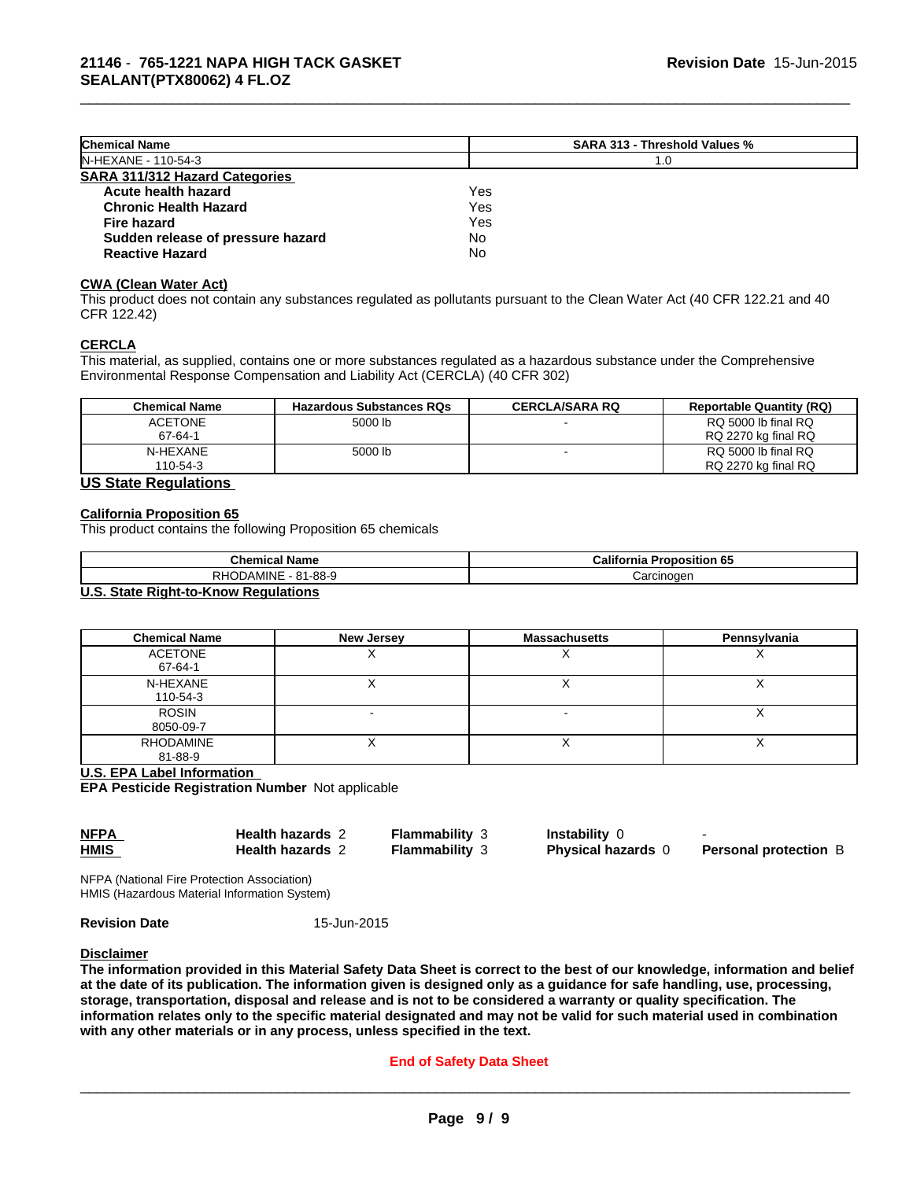| Chemical Name | SARA 313 - Threshold Values % |
|---|---|
| N-HEXANE - 110-54-3 | 1.0 |

**SARA 311/312 Hazard Categories**

| | |
|---|---|
| **Acute health hazard** | Yes |
| **Chronic Health Hazard** | Yes |
| **Fire hazard** | Yes |
| **Sudden release of pressure hazard** | No |
| **Reactive Hazard** | No |

**CWA (Clean Water Act)**

This product does not contain any substances regulated as pollutants pursuant to the Clean Water Act (40 CFR 122.21 and 40 CFR 122.42)

**CERCLA**

This material, as supplied, contains one or more substances regulated as a hazardous substance under the Comprehensive Environmental Response Compensation and Liability Act (CERCLA) (40 CFR 302)

| Chemical Name | Hazardous Substances RQs | CERCLA/SARA RQ | Reportable Quantity (RQ) |
|---|---|---|---|
| ACETONE 67-64-1 | 5000 lb | - | RQ 5000 lb final RQ RQ 2270 kg final RQ |
| N-HEXANE 110-54-3 | 5000 lb | - | RQ 5000 lb final RQ RQ 2270 kg final RQ |

## US State Regulations

**California Proposition 65**

This product contains the following Proposition 65 chemicals

| Chemical Name | California Proposition 65 |
|---|---|
| RHODAMINE - 81-88-9 | Carcinogen |

**U.S. State Right-to-Know Regulations**

| Chemical Name | New Jersey | Massachusetts | Pennsylvania |
|---|---|---|---|
| ACETONE 67-64-1 | X | X | X |
| N-HEXANE 110-54-3 | X | X | X |
| ROSIN 8050-09-7 | - | - | X |
| RHODAMINE 81-88-9 | X | X | X |

**U.S. EPA Label Information**

**EPA Pesticide Registration Number** Not applicable

| | | | | |
|---|---|---|---|---|
| **NFPA** | **Health hazards** 2 | **Flammability** 3 | **Instability** 0 | - |
| **HMIS** | **Health hazards** 2 | **Flammability** 3 | **Physical hazards** 0 | **Personal protection** B |

NFPA (National Fire Protection Association)
HMIS (Hazardous Material Information System)

**Revision Date** 15-Jun-2015

**Disclaimer**

**The information provided in this Material Safety Data Sheet is correct to the best of our knowledge, information and belief at the date of its publication. The information given is designed only as a guidance for safe handling, use, processing, storage, transportation, disposal and release and is not to be considered a warranty or quality specification. The information relates only to the specific material designated and may not be valid for such material used in combination with any other materials or in any process, unless specified in the text.**

**End of Safety Data Sheet**